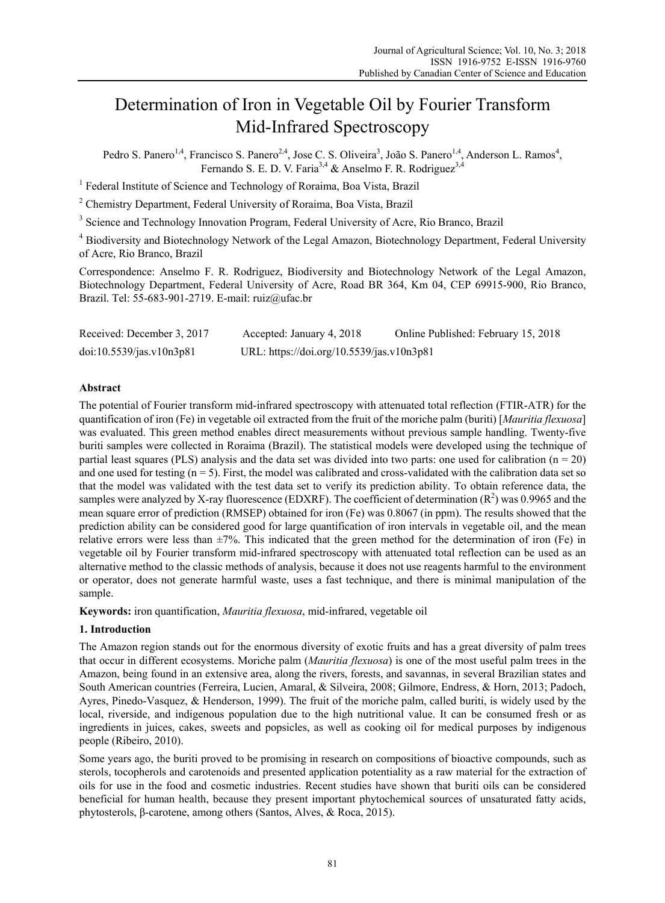# Determination of Iron in Vegetable Oil by Fourier Transform Mid-Infrared Spectroscopy

Pedro S. Panero[1,4], Francisco S. Panero[2,4], Jose C. S. Oliveira[3], João S. Panero[1,4], Anderson L. Ramos[4], Fernando S. E. D. V. Faria[3,4] & Anselmo F. R. Rodriguez[3,4]

[1] Federal Institute of Science and Technology of Roraima, Boa Vista, Brazil

[2] Chemistry Department, Federal University of Roraima, Boa Vista, Brazil

[3] Science and Technology Innovation Program, Federal University of Acre, Rio Branco, Brazil

[4] Biodiversity and Biotechnology Network of the Legal Amazon, Biotechnology Department, Federal University of Acre, Rio Branco, Brazil

Correspondence: Anselmo F. R. Rodriguez, Biodiversity and Biotechnology Network of the Legal Amazon, Biotechnology Department, Federal University of Acre, Road BR 364, Km 04, CEP 69915-900, Rio Branco, Brazil. Tel: 55-683-901-2719. E-mail: ruiz@ufac.br

Received: December 3, 2017 Accepted: January 4, 2018 Online Published: February 15, 2018

doi:10.5539/jas.v10n3p81 URL: https://doi.org/10.5539/jas.v10n3p81

## Abstract

The potential of Fourier transform mid-infrared spectroscopy with attenuated total reflection (FTIR-ATR) for the quantification of iron (Fe) in vegetable oil extracted from the fruit of the moriche palm (buriti) [*Mauritia flexuosa*] was evaluated. This green method enables direct measurements without previous sample handling. Twenty-five buriti samples were collected in Roraima (Brazil). The statistical models were developed using the technique of partial least squares (PLS) analysis and the data set was divided into two parts: one used for calibration ($n = 20$) and one used for testing ($n = 5$). First, the model was calibrated and cross-validated with the calibration data set so that the model was validated with the test data set to verify its prediction ability. To obtain reference data, the samples were analyzed by X-ray fluorescence (EDXRF). The coefficient of determination ($R^2$) was 0.9965 and the mean square error of prediction (RMSEP) obtained for iron (Fe) was 0.8067 (in ppm). The results showed that the prediction ability can be considered good for large quantification of iron intervals in vegetable oil, and the mean relative errors were less than ±7%. This indicated that the green method for the determination of iron (Fe) in vegetable oil by Fourier transform mid-infrared spectroscopy with attenuated total reflection can be used as an alternative method to the classic methods of analysis, because it does not use reagents harmful to the environment or operator, does not generate harmful waste, uses a fast technique, and there is minimal manipulation of the sample.

**Keywords:** iron quantification, *Mauritia flexuosa*, mid-infrared, vegetable oil

## 1. Introduction

The Amazon region stands out for the enormous diversity of exotic fruits and has a great diversity of palm trees that occur in different ecosystems. Moriche palm (*Mauritia flexuosa*) is one of the most useful palm trees in the Amazon, being found in an extensive area, along the rivers, forests, and savannas, in several Brazilian states and South American countries (Ferreira, Lucien, Amaral, & Silveira, 2008; Gilmore, Endress, & Horn, 2013; Padoch, Ayres, Pinedo-Vasquez, & Henderson, 1999). The fruit of the moriche palm, called buriti, is widely used by the local, riverside, and indigenous population due to the high nutritional value. It can be consumed fresh or as ingredients in juices, cakes, sweets and popsicles, as well as cooking oil for medical purposes by indigenous people (Ribeiro, 2010).

Some years ago, the buriti proved to be promising in research on compositions of bioactive compounds, such as sterols, tocopherols and carotenoids and presented application potentiality as a raw material for the extraction of oils for use in the food and cosmetic industries. Recent studies have shown that buriti oils can be considered beneficial for human health, because they present important phytochemical sources of unsaturated fatty acids, phytosterols, β-carotene, among others (Santos, Alves, & Roca, 2015).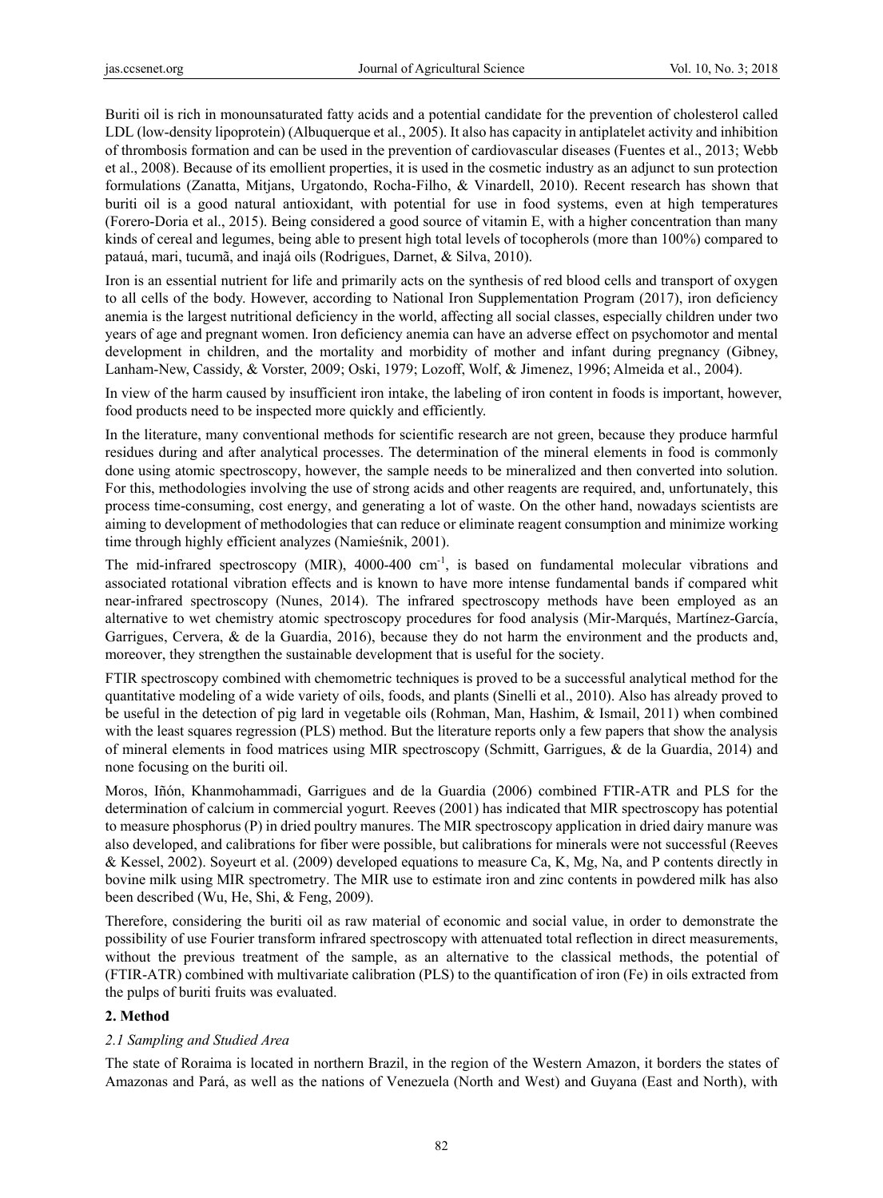Buriti oil is rich in monounsaturated fatty acids and a potential candidate for the prevention of cholesterol called LDL (low-density lipoprotein) (Albuquerque et al., 2005). It also has capacity in antiplatelet activity and inhibition of thrombosis formation and can be used in the prevention of cardiovascular diseases (Fuentes et al., 2013; Webb et al., 2008). Because of its emollient properties, it is used in the cosmetic industry as an adjunct to sun protection formulations (Zanatta, Mitjans, Urgatondo, Rocha-Filho, & Vinardell, 2010). Recent research has shown that buriti oil is a good natural antioxidant, with potential for use in food systems, even at high temperatures (Forero-Doria et al., 2015). Being considered a good source of vitamin E, with a higher concentration than many kinds of cereal and legumes, being able to present high total levels of tocopherols (more than 100%) compared to patauá, mari, tucumã, and inajá oils (Rodrigues, Darnet, & Silva, 2010).

Iron is an essential nutrient for life and primarily acts on the synthesis of red blood cells and transport of oxygen to all cells of the body. However, according to National Iron Supplementation Program (2017), iron deficiency anemia is the largest nutritional deficiency in the world, affecting all social classes, especially children under two years of age and pregnant women. Iron deficiency anemia can have an adverse effect on psychomotor and mental development in children, and the mortality and morbidity of mother and infant during pregnancy (Gibney, Lanham-New, Cassidy, & Vorster, 2009; Oski, 1979; Lozoff, Wolf, & Jimenez, 1996; Almeida et al., 2004).

In view of the harm caused by insufficient iron intake, the labeling of iron content in foods is important, however, food products need to be inspected more quickly and efficiently.

In the literature, many conventional methods for scientific research are not green, because they produce harmful residues during and after analytical processes. The determination of the mineral elements in food is commonly done using atomic spectroscopy, however, the sample needs to be mineralized and then converted into solution. For this, methodologies involving the use of strong acids and other reagents are required, and, unfortunately, this process time-consuming, cost energy, and generating a lot of waste. On the other hand, nowadays scientists are aiming to development of methodologies that can reduce or eliminate reagent consumption and minimize working time through highly efficient analyzes (Namieśnik, 2001).

The mid-infrared spectroscopy (MIR), 4000-400 $cm^{-1}$, is based on fundamental molecular vibrations and associated rotational vibration effects and is known to have more intense fundamental bands if compared whit near-infrared spectroscopy (Nunes, 2014). The infrared spectroscopy methods have been employed as an alternative to wet chemistry atomic spectroscopy procedures for food analysis (Mir-Marqués, Martínez-García, Garrigues, Cervera, & de la Guardia, 2016), because they do not harm the environment and the products and, moreover, they strengthen the sustainable development that is useful for the society.

FTIR spectroscopy combined with chemometric techniques is proved to be a successful analytical method for the quantitative modeling of a wide variety of oils, foods, and plants (Sinelli et al., 2010). Also has already proved to be useful in the detection of pig lard in vegetable oils (Rohman, Man, Hashim, & Ismail, 2011) when combined with the least squares regression (PLS) method. But the literature reports only a few papers that show the analysis of mineral elements in food matrices using MIR spectroscopy (Schmitt, Garrigues, & de la Guardia, 2014) and none focusing on the buriti oil.

Moros, Iñón, Khanmohammadi, Garrigues and de la Guardia (2006) combined FTIR-ATR and PLS for the determination of calcium in commercial yogurt. Reeves (2001) has indicated that MIR spectroscopy has potential to measure phosphorus (P) in dried poultry manures. The MIR spectroscopy application in dried dairy manure was also developed, and calibrations for fiber were possible, but calibrations for minerals were not successful (Reeves & Kessel, 2002). Soyeurt et al. (2009) developed equations to measure Ca, K, Mg, Na, and P contents directly in bovine milk using MIR spectrometry. The MIR use to estimate iron and zinc contents in powdered milk has also been described (Wu, He, Shi, & Feng, 2009).

Therefore, considering the buriti oil as raw material of economic and social value, in order to demonstrate the possibility of use Fourier transform infrared spectroscopy with attenuated total reflection in direct measurements, without the previous treatment of the sample, as an alternative to the classical methods, the potential of (FTIR-ATR) combined with multivariate calibration (PLS) to the quantification of iron (Fe) in oils extracted from the pulps of buriti fruits was evaluated.

## 2. Method

### 2.1 Sampling and Studied Area

The state of Roraima is located in northern Brazil, in the region of the Western Amazon, it borders the states of Amazonas and Pará, as well as the nations of Venezuela (North and West) and Guyana (East and North), with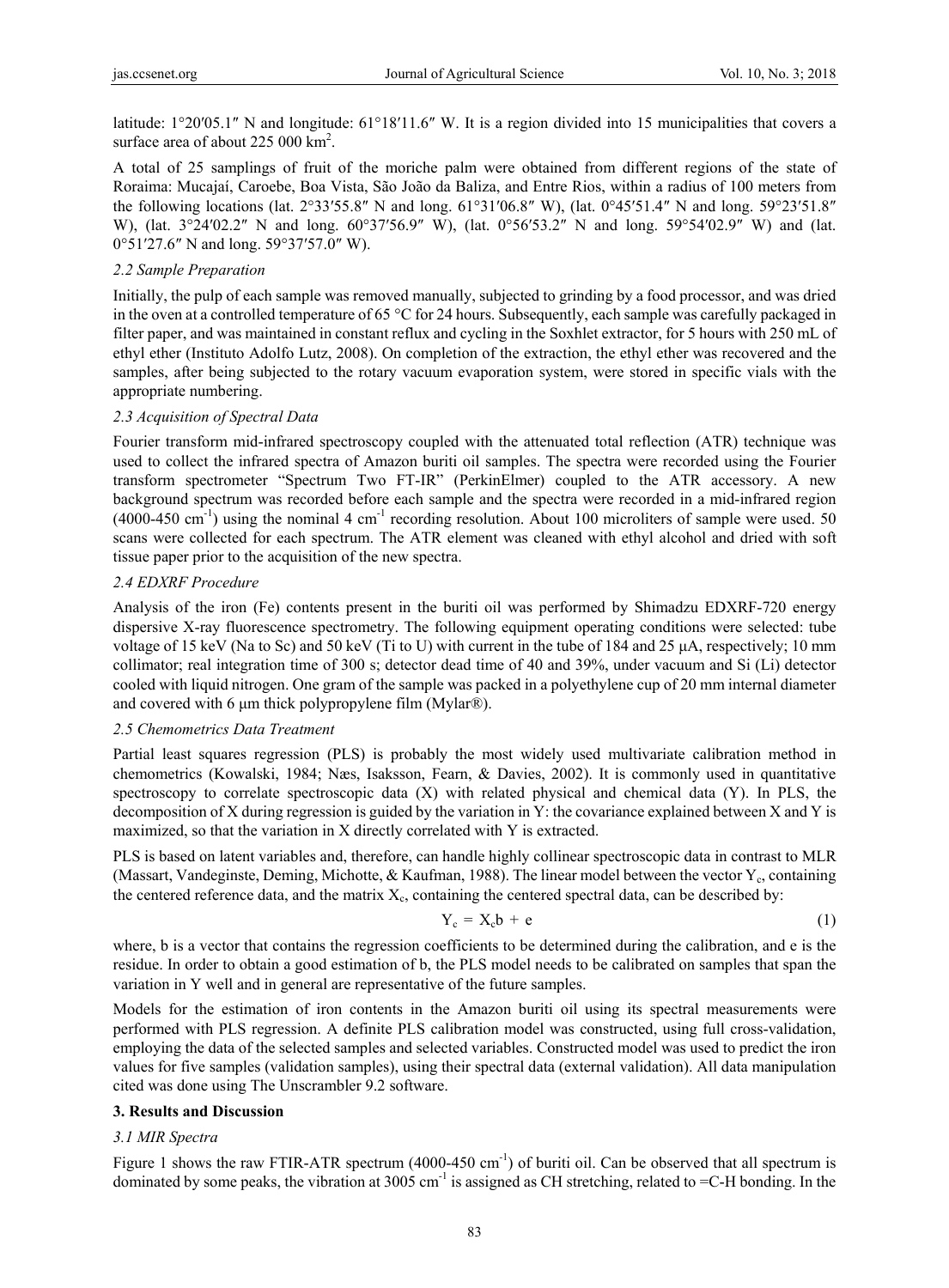latitude: 1°20′05.1″ N and longitude: 61°18′11.6″ W. It is a region divided into 15 municipalities that covers a surface area of about 225 000 km$^2$.

A total of 25 samplings of fruit of the moriche palm were obtained from different regions of the state of Roraima: Mucajaí, Caroebe, Boa Vista, São João da Baliza, and Entre Rios, within a radius of 100 meters from the following locations (lat. 2°33′55.8″ N and long. 61°31′06.8″ W), (lat. 0°45′51.4″ N and long. 59°23′51.8″ W), (lat. 3°24′02.2″ N and long. 60°37′56.9″ W), (lat. 0°56′53.2″ N and long. 59°54′02.9″ W) and (lat. 0°51′27.6″ N and long. 59°37′57.0″ W).

### *2.2 Sample Preparation*

Initially, the pulp of each sample was removed manually, subjected to grinding by a food processor, and was dried in the oven at a controlled temperature of 65 °C for 24 hours. Subsequently, each sample was carefully packaged in filter paper, and was maintained in constant reflux and cycling in the Soxhlet extractor, for 5 hours with 250 mL of ethyl ether (Instituto Adolfo Lutz, 2008). On completion of the extraction, the ethyl ether was recovered and the samples, after being subjected to the rotary vacuum evaporation system, were stored in specific vials with the appropriate numbering.

### *2.3 Acquisition of Spectral Data*

Fourier transform mid-infrared spectroscopy coupled with the attenuated total reflection (ATR) technique was used to collect the infrared spectra of Amazon buriti oil samples. The spectra were recorded using the Fourier transform spectrometer "Spectrum Two FT-IR" (PerkinElmer) coupled to the ATR accessory. A new background spectrum was recorded before each sample and the spectra were recorded in a mid-infrared region (4000-450 cm$^{-1}$) using the nominal 4 cm$^{-1}$ recording resolution. About 100 microliters of sample were used. 50 scans were collected for each spectrum. The ATR element was cleaned with ethyl alcohol and dried with soft tissue paper prior to the acquisition of the new spectra.

### *2.4 EDXRF Procedure*

Analysis of the iron (Fe) contents present in the buriti oil was performed by Shimadzu EDXRF-720 energy dispersive X-ray fluorescence spectrometry. The following equipment operating conditions were selected: tube voltage of 15 keV (Na to Sc) and 50 keV (Ti to U) with current in the tube of 184 and 25 µA, respectively; 10 mm collimator; real integration time of 300 s; detector dead time of 40 and 39%, under vacuum and Si (Li) detector cooled with liquid nitrogen. One gram of the sample was packed in a polyethylene cup of 20 mm internal diameter and covered with 6 µm thick polypropylene film (Mylar®).

### *2.5 Chemometrics Data Treatment*

Partial least squares regression (PLS) is probably the most widely used multivariate calibration method in chemometrics (Kowalski, 1984; Næs, Isaksson, Fearn, & Davies, 2002). It is commonly used in quantitative spectroscopy to correlate spectroscopic data (X) with related physical and chemical data (Y). In PLS, the decomposition of X during regression is guided by the variation in Y: the covariance explained between X and Y is maximized, so that the variation in X directly correlated with Y is extracted.

PLS is based on latent variables and, therefore, can handle highly collinear spectroscopic data in contrast to MLR (Massart, Vandeginste, Deming, Michotte, & Kaufman, 1988). The linear model between the vector $Y_c$, containing the centered reference data, and the matrix $X_c$, containing the centered spectral data, can be described by:

$$Y_c = X_c b + e \tag{1}$$

where, b is a vector that contains the regression coefficients to be determined during the calibration, and e is the residue. In order to obtain a good estimation of b, the PLS model needs to be calibrated on samples that span the variation in Y well and in general are representative of the future samples.

Models for the estimation of iron contents in the Amazon buriti oil using its spectral measurements were performed with PLS regression. A definite PLS calibration model was constructed, using full cross-validation, employing the data of the selected samples and selected variables. Constructed model was used to predict the iron values for five samples (validation samples), using their spectral data (external validation). All data manipulation cited was done using The Unscrambler 9.2 software.

## 3. Results and Discussion

### *3.1 MIR Spectra*

Figure 1 shows the raw FTIR-ATR spectrum (4000-450 cm$^{-1}$) of buriti oil. Can be observed that all spectrum is dominated by some peaks, the vibration at 3005 cm$^{-1}$ is assigned as CH stretching, related to =C-H bonding. In the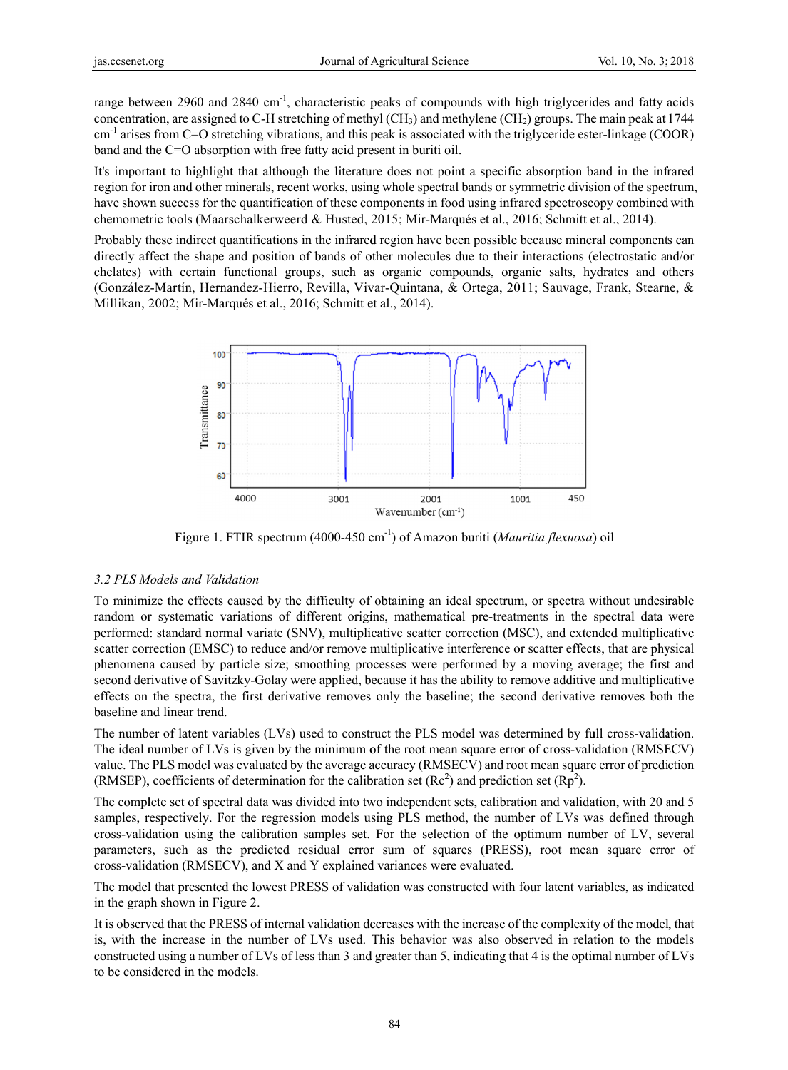range between 2960 and 2840 cm$^{-1}$, characteristic peaks of compounds with high triglycerides and fatty acids concentration, are assigned to C-H stretching of methyl ($CH_3$) and methylene ($CH_2$) groups. The main peak at 1744 cm$^{-1}$ arises from C=O stretching vibrations, and this peak is associated with the triglyceride ester-linkage (COOR) band and the C=O absorption with free fatty acid present in buriti oil.

It's important to highlight that although the literature does not point a specific absorption band in the infrared region for iron and other minerals, recent works, using whole spectral bands or symmetric division of the spectrum, have shown success for the quantification of these components in food using infrared spectroscopy combined with chemometric tools (Maarschalkerweerd & Husted, 2015; Mir-Marqués et al., 2016; Schmitt et al., 2014).

Probably these indirect quantifications in the infrared region have been possible because mineral components can directly affect the shape and position of bands of other molecules due to their interactions (electrostatic and/or chelates) with certain functional groups, such as organic compounds, organic salts, hydrates and others (González-Martín, Hernandez-Hierro, Revilla, Vivar-Quintana, & Ortega, 2011; Sauvage, Frank, Stearne, & Millikan, 2002; Mir-Marqués et al., 2016; Schmitt et al., 2014).

Figure 1. FTIR spectrum (4000-450 cm$^{-1}$) of Amazon buriti (*Mauritia flexuosa*) oil

### 3.2 PLS Models and Validation

To minimize the effects caused by the difficulty of obtaining an ideal spectrum, or spectra without undesirable random or systematic variations of different origins, mathematical pre-treatments in the spectral data were performed: standard normal variate (SNV), multiplicative scatter correction (MSC), and extended multiplicative scatter correction (EMSC) to reduce and/or remove multiplicative interference or scatter effects, that are physical phenomena caused by particle size; smoothing processes were performed by a moving average; the first and second derivative of Savitzky-Golay were applied, because it has the ability to remove additive and multiplicative effects on the spectra, the first derivative removes only the baseline; the second derivative removes both the baseline and linear trend.

The number of latent variables (LVs) used to construct the PLS model was determined by full cross-validation. The ideal number of LVs is given by the minimum of the root mean square error of cross-validation (RMSECV) value. The PLS model was evaluated by the average accuracy (RMSECV) and root mean square error of prediction (RMSEP), coefficients of determination for the calibration set ($Rc^2$) and prediction set ($Rp^2$).

The complete set of spectral data was divided into two independent sets, calibration and validation, with 20 and 5 samples, respectively. For the regression models using PLS method, the number of LVs was defined through cross-validation using the calibration samples set. For the selection of the optimum number of LV, several parameters, such as the predicted residual error sum of squares (PRESS), root mean square error of cross-validation (RMSECV), and X and Y explained variances were evaluated.

The model that presented the lowest PRESS of validation was constructed with four latent variables, as indicated in the graph shown in Figure 2.

It is observed that the PRESS of internal validation decreases with the increase of the complexity of the model, that is, with the increase in the number of LVs used. This behavior was also observed in relation to the models constructed using a number of LVs of less than 3 and greater than 5, indicating that 4 is the optimal number of LVs to be considered in the models.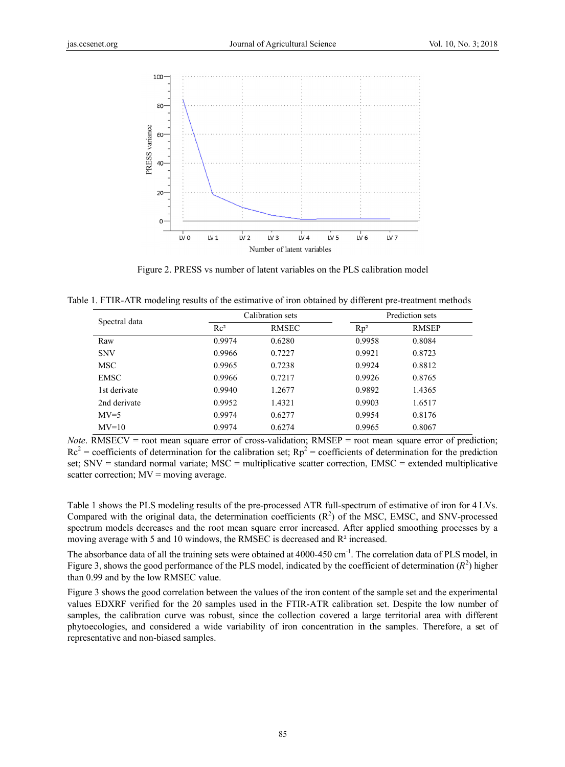Figure 2. PRESS vs number of latent variables on the PLS calibration model

Table 1. FTIR-ATR modeling results of the estimative of iron obtained by different pre-treatment methods

| Spectral data | Calibration sets | | Prediction sets | |
|---|---|---|---|---|
| | Rc² | RMSEC | Rp² | RMSEP |
| Raw | 0.9974 | 0.6280 | 0.9958 | 0.8084 |
| SNV | 0.9966 | 0.7227 | 0.9921 | 0.8723 |
| MSC | 0.9965 | 0.7238 | 0.9924 | 0.8812 |
| EMSC | 0.9966 | 0.7217 | 0.9926 | 0.8765 |
| 1st derivate | 0.9940 | 1.2677 | 0.9892 | 1.4365 |
| 2nd derivate | 0.9952 | 1.4321 | 0.9903 | 1.6517 |
| MV=5 | 0.9974 | 0.6277 | 0.9954 | 0.8176 |
| MV=10 | 0.9974 | 0.6274 | 0.9965 | 0.8067 |

*Note*. RMSECV = root mean square error of cross-validation; RMSEP = root mean square error of prediction; $Rc^2$ = coefficients of determination for the calibration set; $Rp^2$ = coefficients of determination for the prediction set; SNV = standard normal variate; MSC = multiplicative scatter correction, EMSC = extended multiplicative scatter correction; MV = moving average.

Table 1 shows the PLS modeling results of the pre-processed ATR full-spectrum of estimative of iron for 4 LVs. Compared with the original data, the determination coefficients ($R^2$) of the MSC, EMSC, and SNV-processed spectrum models decreases and the root mean square error increased. After applied smoothing processes by a moving average with 5 and 10 windows, the RMSEC is decreased and $R^2$ increased.

The absorbance data of all the training sets were obtained at 4000-450 $cm^{-1}$. The correlation data of PLS model, in Figure 3, shows the good performance of the PLS model, indicated by the coefficient of determination ($R^2$) higher than 0.99 and by the low RMSEC value.

Figure 3 shows the good correlation between the values of the iron content of the sample set and the experimental values EDXRF verified for the 20 samples used in the FTIR-ATR calibration set. Despite the low number of samples, the calibration curve was robust, since the collection covered a large territorial area with different phytoecologies, and considered a wide variability of iron concentration in the samples. Therefore, a set of representative and non-biased samples.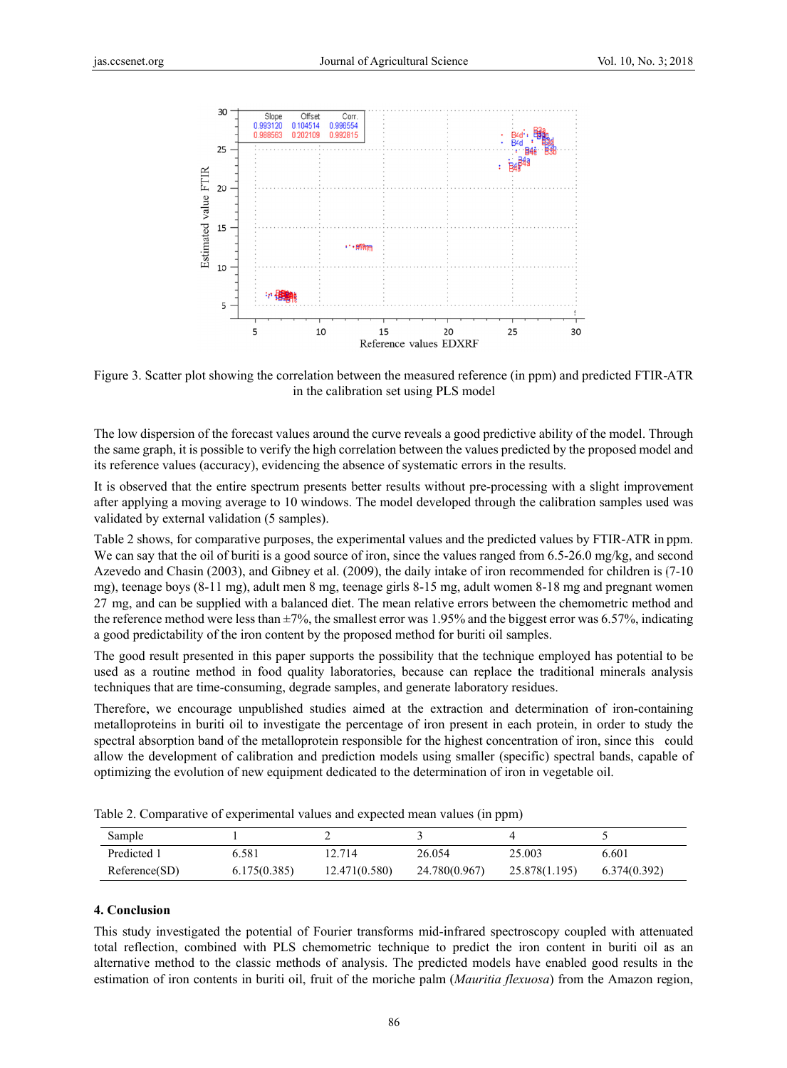Figure 3. Scatter plot showing the correlation between the measured reference (in ppm) and predicted FTIR-ATR in the calibration set using PLS model

The low dispersion of the forecast values around the curve reveals a good predictive ability of the model. Through the same graph, it is possible to verify the high correlation between the values predicted by the proposed model and its reference values (accuracy), evidencing the absence of systematic errors in the results.

It is observed that the entire spectrum presents better results without pre-processing with a slight improvement after applying a moving average to 10 windows. The model developed through the calibration samples used was validated by external validation (5 samples).

Table 2 shows, for comparative purposes, the experimental values and the predicted values by FTIR-ATR in ppm. We can say that the oil of buriti is a good source of iron, since the values ranged from 6.5-26.0 mg/kg, and second Azevedo and Chasin (2003), and Gibney et al. (2009), the daily intake of iron recommended for children is (7-10 mg), teenage boys (8-11 mg), adult men 8 mg, teenage girls 8-15 mg, adult women 8-18 mg and pregnant women 27 mg, and can be supplied with a balanced diet. The mean relative errors between the chemometric method and the reference method were less than ±7%, the smallest error was 1.95% and the biggest error was 6.57%, indicating a good predictability of the iron content by the proposed method for buriti oil samples.

The good result presented in this paper supports the possibility that the technique employed has potential to be used as a routine method in food quality laboratories, because can replace the traditional minerals analysis techniques that are time-consuming, degrade samples, and generate laboratory residues.

Therefore, we encourage unpublished studies aimed at the extraction and determination of iron-containing metalloproteins in buriti oil to investigate the percentage of iron present in each protein, in order to study the spectral absorption band of the metalloprotein responsible for the highest concentration of iron, since this could allow the development of calibration and prediction models using smaller (specific) spectral bands, capable of optimizing the evolution of new equipment dedicated to the determination of iron in vegetable oil.

Table 2. Comparative of experimental values and expected mean values (in ppm)

| Sample | 1 | 2 | 3 | 4 | 5 |
|---|---|---|---|---|---|
| Predicted 1 | 6.581 | 12.714 | 26.054 | 25.003 | 6.601 |
| Reference(SD) | 6.175(0.385) | 12.471(0.580) | 24.780(0.967) | 25.878(1.195) | 6.374(0.392) |

## 4. Conclusion

This study investigated the potential of Fourier transforms mid-infrared spectroscopy coupled with attenuated total reflection, combined with PLS chemometric technique to predict the iron content in buriti oil as an alternative method to the classic methods of analysis. The predicted models have enabled good results in the estimation of iron contents in buriti oil, fruit of the moriche palm (*Mauritia flexuosa*) from the Amazon region,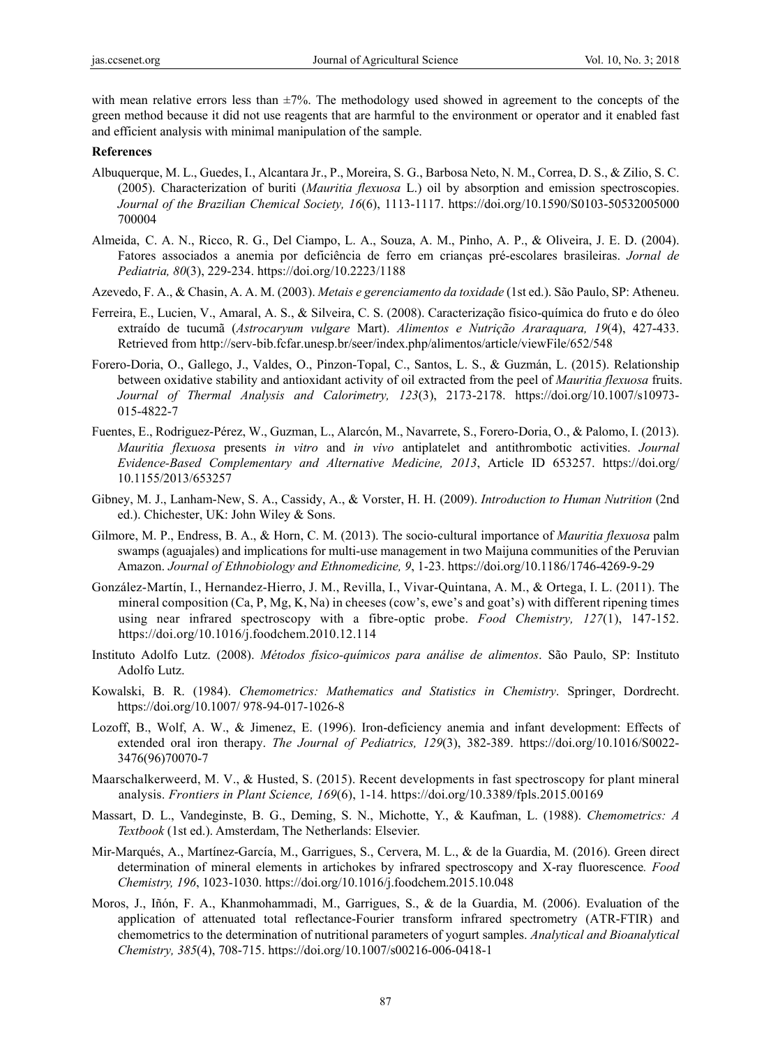with mean relative errors less than ±7%. The methodology used showed in agreement to the concepts of the green method because it did not use reagents that are harmful to the environment or operator and it enabled fast and efficient analysis with minimal manipulation of the sample.

**References**

Albuquerque, M. L., Guedes, I., Alcantara Jr., P., Moreira, S. G., Barbosa Neto, N. M., Correa, D. S., & Zilio, S. C. (2005). Characterization of buriti (*Mauritia flexuosa* L.) oil by absorption and emission spectroscopies. *Journal of the Brazilian Chemical Society, 16*(6), 1113-1117. https://doi.org/10.1590/S0103-50532005000700004

Almeida, C. A. N., Ricco, R. G., Del Ciampo, L. A., Souza, A. M., Pinho, A. P., & Oliveira, J. E. D. (2004). Fatores associados a anemia por deficiência de ferro em crianças pré-escolares brasileiras. *Jornal de Pediatria, 80*(3), 229-234. https://doi.org/10.2223/1188

Azevedo, F. A., & Chasin, A. A. M. (2003). *Metais e gerenciamento da toxidade* (1st ed.). São Paulo, SP: Atheneu.

Ferreira, E., Lucien, V., Amaral, A. S., & Silveira, C. S. (2008). Caracterização físico-química do fruto e do óleo extraído de tucumã (*Astrocaryum vulgare* Mart). *Alimentos e Nutrição Araraquara, 19*(4), 427-433. Retrieved from http://serv-bib.fcfar.unesp.br/seer/index.php/alimentos/article/viewFile/652/548

Forero-Doria, O., Gallego, J., Valdes, O., Pinzon-Topal, C., Santos, L. S., & Guzmán, L. (2015). Relationship between oxidative stability and antioxidant activity of oil extracted from the peel of *Mauritia flexuosa* fruits. *Journal of Thermal Analysis and Calorimetry, 123*(3), 2173-2178. https://doi.org/10.1007/s10973-015-4822-7

Fuentes, E., Rodriguez-Pérez, W., Guzman, L., Alarcón, M., Navarrete, S., Forero-Doria, O., & Palomo, I. (2013). *Mauritia flexuosa* presents *in vitro* and *in vivo* antiplatelet and antithrombotic activities. *Journal Evidence-Based Complementary and Alternative Medicine, 2013*, Article ID 653257. https://doi.org/10.1155/2013/653257

Gibney, M. J., Lanham-New, S. A., Cassidy, A., & Vorster, H. H. (2009). *Introduction to Human Nutrition* (2nd ed.). Chichester, UK: John Wiley & Sons.

Gilmore, M. P., Endress, B. A., & Horn, C. M. (2013). The socio-cultural importance of *Mauritia flexuosa* palm swamps (aguajales) and implications for multi-use management in two Maijuna communities of the Peruvian Amazon. *Journal of Ethnobiology and Ethnomedicine, 9*, 1-23. https://doi.org/10.1186/1746-4269-9-29

González-Martín, I., Hernandez-Hierro, J. M., Revilla, I., Vivar-Quintana, A. M., & Ortega, I. L. (2011). The mineral composition (Ca, P, Mg, K, Na) in cheeses (cow's, ewe's and goat's) with different ripening times using near infrared spectroscopy with a fibre-optic probe. *Food Chemistry, 127*(1), 147-152. https://doi.org/10.1016/j.foodchem.2010.12.114

Instituto Adolfo Lutz. (2008). *Métodos físico-químicos para análise de alimentos*. São Paulo, SP: Instituto Adolfo Lutz.

Kowalski, B. R. (1984). *Chemometrics: Mathematics and Statistics in Chemistry*. Springer, Dordrecht. https://doi.org/10.1007/ 978-94-017-1026-8

Lozoff, B., Wolf, A. W., & Jimenez, E. (1996). Iron-deficiency anemia and infant development: Effects of extended oral iron therapy. *The Journal of Pediatrics, 129*(3), 382-389. https://doi.org/10.1016/S0022-3476(96)70070-7

Maarschalkerweerd, M. V., & Husted, S. (2015). Recent developments in fast spectroscopy for plant mineral analysis. *Frontiers in Plant Science, 169*(6), 1-14. https://doi.org/10.3389/fpls.2015.00169

Massart, D. L., Vandeginste, B. G., Deming, S. N., Michotte, Y., & Kaufman, L. (1988). *Chemometrics: A Textbook* (1st ed.). Amsterdam, The Netherlands: Elsevier.

Mir-Marqués, A., Martínez-García, M., Garrigues, S., Cervera, M. L., & de la Guardia, M. (2016). Green direct determination of mineral elements in artichokes by infrared spectroscopy and X-ray fluorescence*. Food Chemistry, 196*, 1023-1030. https://doi.org/10.1016/j.foodchem.2015.10.048

Moros, J., Iñón, F. A., Khanmohammadi, M., Garrigues, S., & de la Guardia, M. (2006). Evaluation of the application of attenuated total reflectance-Fourier transform infrared spectrometry (ATR-FTIR) and chemometrics to the determination of nutritional parameters of yogurt samples. *Analytical and Bioanalytical Chemistry, 385*(4), 708-715. https://doi.org/10.1007/s00216-006-0418-1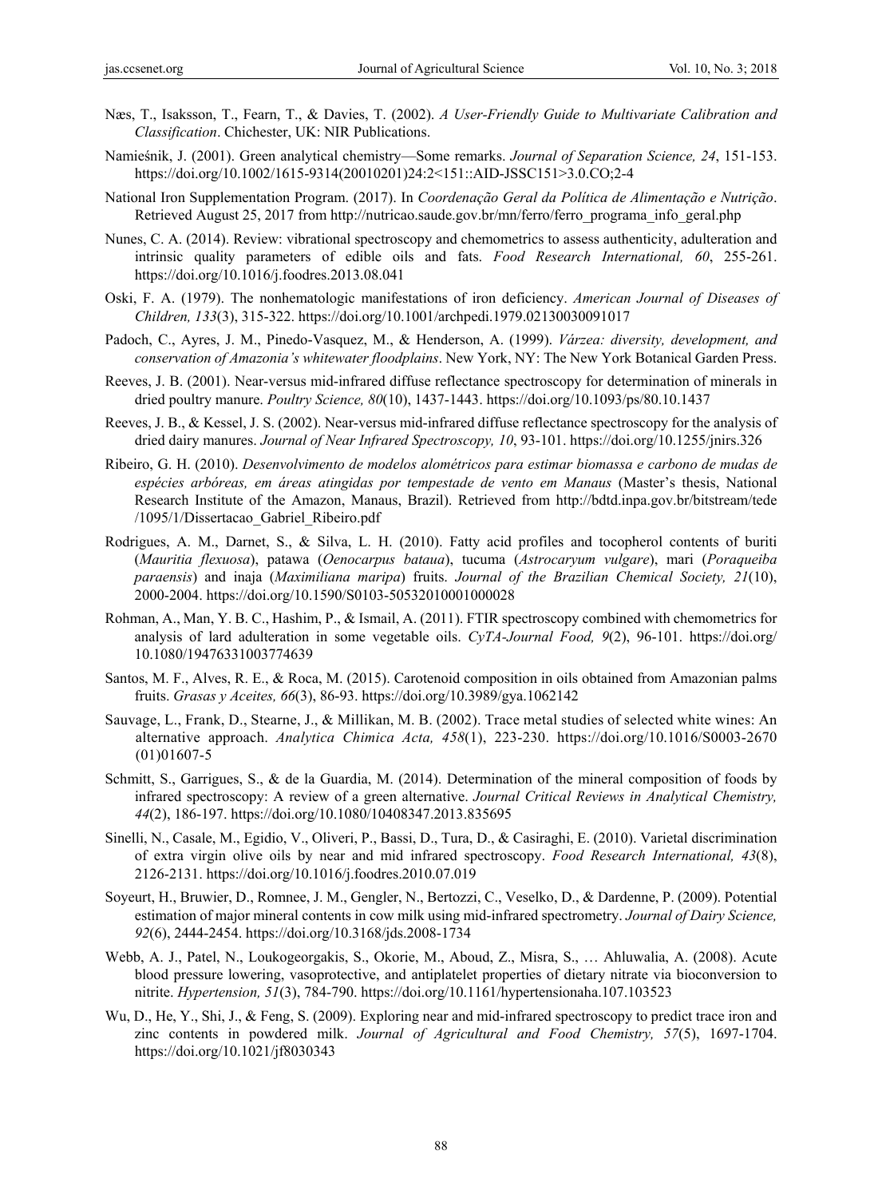Næs, T., Isaksson, T., Fearn, T., & Davies, T. (2002). *A User-Friendly Guide to Multivariate Calibration and Classification*. Chichester, UK: NIR Publications.

Namieśnik, J. (2001). Green analytical chemistry—Some remarks. *Journal of Separation Science, 24*, 151-153. https://doi.org/10.1002/1615-9314(20010201)24:2<151::AID-JSSC151>3.0.CO;2-4

National Iron Supplementation Program. (2017). In *Coordenação Geral da Política de Alimentação e Nutrição*. Retrieved August 25, 2017 from http://nutricao.saude.gov.br/mn/ferro/ferro_programa_info_geral.php

Nunes, C. A. (2014). Review: vibrational spectroscopy and chemometrics to assess authenticity, adulteration and intrinsic quality parameters of edible oils and fats. *Food Research International, 60*, 255-261. https://doi.org/10.1016/j.foodres.2013.08.041

Oski, F. A. (1979). The nonhematologic manifestations of iron deficiency. *American Journal of Diseases of Children, 133*(3), 315-322. https://doi.org/10.1001/archpedi.1979.02130030091017

Padoch, C., Ayres, J. M., Pinedo-Vasquez, M., & Henderson, A. (1999). *Várzea: diversity, development, and conservation of Amazonia's whitewater floodplains*. New York, NY: The New York Botanical Garden Press.

Reeves, J. B. (2001). Near-versus mid-infrared diffuse reflectance spectroscopy for determination of minerals in dried poultry manure. *Poultry Science, 80*(10), 1437-1443. https://doi.org/10.1093/ps/80.10.1437

Reeves, J. B., & Kessel, J. S. (2002). Near-versus mid-infrared diffuse reflectance spectroscopy for the analysis of dried dairy manures. *Journal of Near Infrared Spectroscopy, 10*, 93-101. https://doi.org/10.1255/jnirs.326

Ribeiro, G. H. (2010). *Desenvolvimento de modelos alométricos para estimar biomassa e carbono de mudas de espécies arbóreas, em áreas atingidas por tempestade de vento em Manaus* (Master's thesis, National Research Institute of the Amazon, Manaus, Brazil). Retrieved from http://bdtd.inpa.gov.br/bitstream/tede/1095/1/Dissertacao_Gabriel_Ribeiro.pdf

Rodrigues, A. M., Darnet, S., & Silva, L. H. (2010). Fatty acid profiles and tocopherol contents of buriti (*Mauritia flexuosa*), patawa (*Oenocarpus bataua*), tucuma (*Astrocaryum vulgare*), mari (*Poraqueiba paraensis*) and inaja (*Maximiliana maripa*) fruits. *Journal of the Brazilian Chemical Society, 21*(10), 2000-2004. https://doi.org/10.1590/S0103-50532010001000028

Rohman, A., Man, Y. B. C., Hashim, P., & Ismail, A. (2011). FTIR spectroscopy combined with chemometrics for analysis of lard adulteration in some vegetable oils. *CyTA-Journal Food, 9*(2), 96-101. https://doi.org/10.1080/19476331003774639

Santos, M. F., Alves, R. E., & Roca, M. (2015). Carotenoid composition in oils obtained from Amazonian palms fruits. *Grasas y Aceites, 66*(3), 86-93. https://doi.org/10.3989/gya.1062142

Sauvage, L., Frank, D., Stearne, J., & Millikan, M. B. (2002). Trace metal studies of selected white wines: An alternative approach. *Analytica Chimica Acta, 458*(1), 223-230. https://doi.org/10.1016/S0003-2670(01)01607-5

Schmitt, S., Garrigues, S., & de la Guardia, M. (2014). Determination of the mineral composition of foods by infrared spectroscopy: A review of a green alternative. *Journal Critical Reviews in Analytical Chemistry, 44*(2), 186-197. https://doi.org/10.1080/10408347.2013.835695

Sinelli, N., Casale, M., Egidio, V., Oliveri, P., Bassi, D., Tura, D., & Casiraghi, E. (2010). Varietal discrimination of extra virgin olive oils by near and mid infrared spectroscopy. *Food Research International, 43*(8), 2126-2131. https://doi.org/10.1016/j.foodres.2010.07.019

Soyeurt, H., Bruwier, D., Romnee, J. M., Gengler, N., Bertozzi, C., Veselko, D., & Dardenne, P. (2009). Potential estimation of major mineral contents in cow milk using mid-infrared spectrometry. *Journal of Dairy Science, 92*(6), 2444-2454. https://doi.org/10.3168/jds.2008-1734

Webb, A. J., Patel, N., Loukogeorgakis, S., Okorie, M., Aboud, Z., Misra, S., … Ahluwalia, A. (2008). Acute blood pressure lowering, vasoprotective, and antiplatelet properties of dietary nitrate via bioconversion to nitrite. *Hypertension, 51*(3), 784-790. https://doi.org/10.1161/hypertensionaha.107.103523

Wu, D., He, Y., Shi, J., & Feng, S. (2009). Exploring near and mid-infrared spectroscopy to predict trace iron and zinc contents in powdered milk. *Journal of Agricultural and Food Chemistry, 57*(5), 1697-1704. https://doi.org/10.1021/jf8030343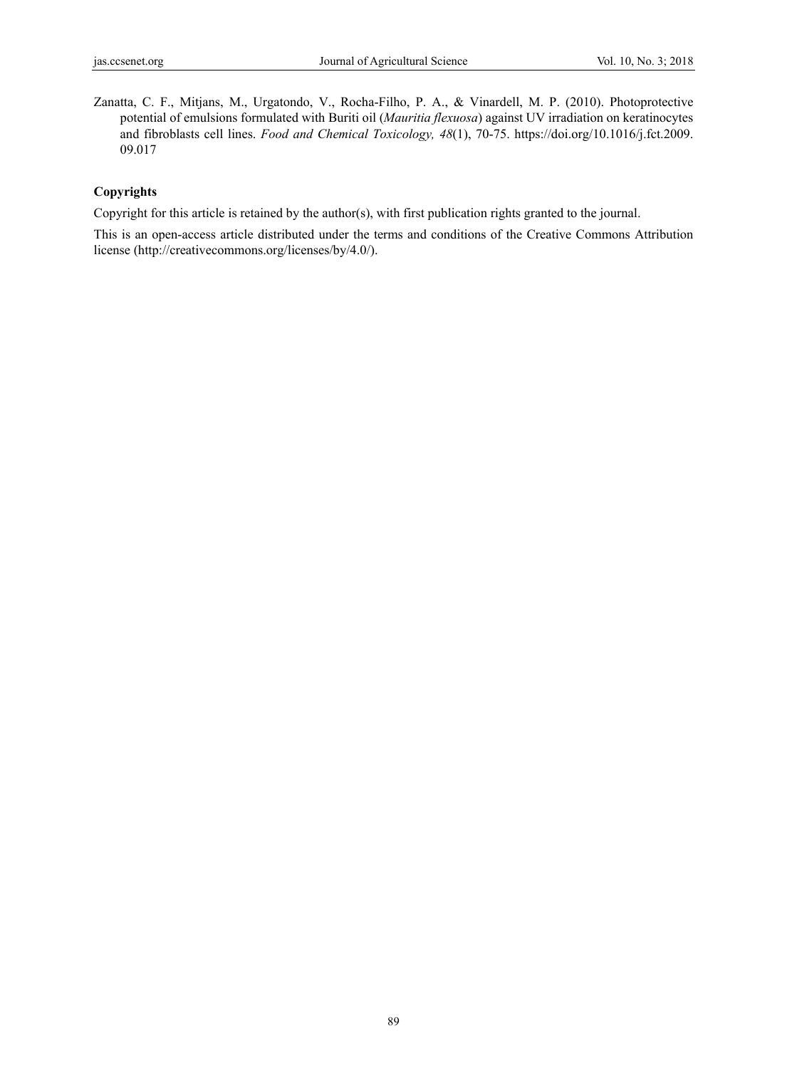Zanatta, C. F., Mitjans, M., Urgatondo, V., Rocha-Filho, P. A., & Vinardell, M. P. (2010). Photoprotective potential of emulsions formulated with Buriti oil (*Mauritia flexuosa*) against UV irradiation on keratinocytes and fibroblasts cell lines. *Food and Chemical Toxicology, 48*(1), 70-75. https://doi.org/10.1016/j.fct.2009.09.017

## Copyrights

Copyright for this article is retained by the author(s), with first publication rights granted to the journal.

This is an open-access article distributed under the terms and conditions of the Creative Commons Attribution license (http://creativecommons.org/licenses/by/4.0/).